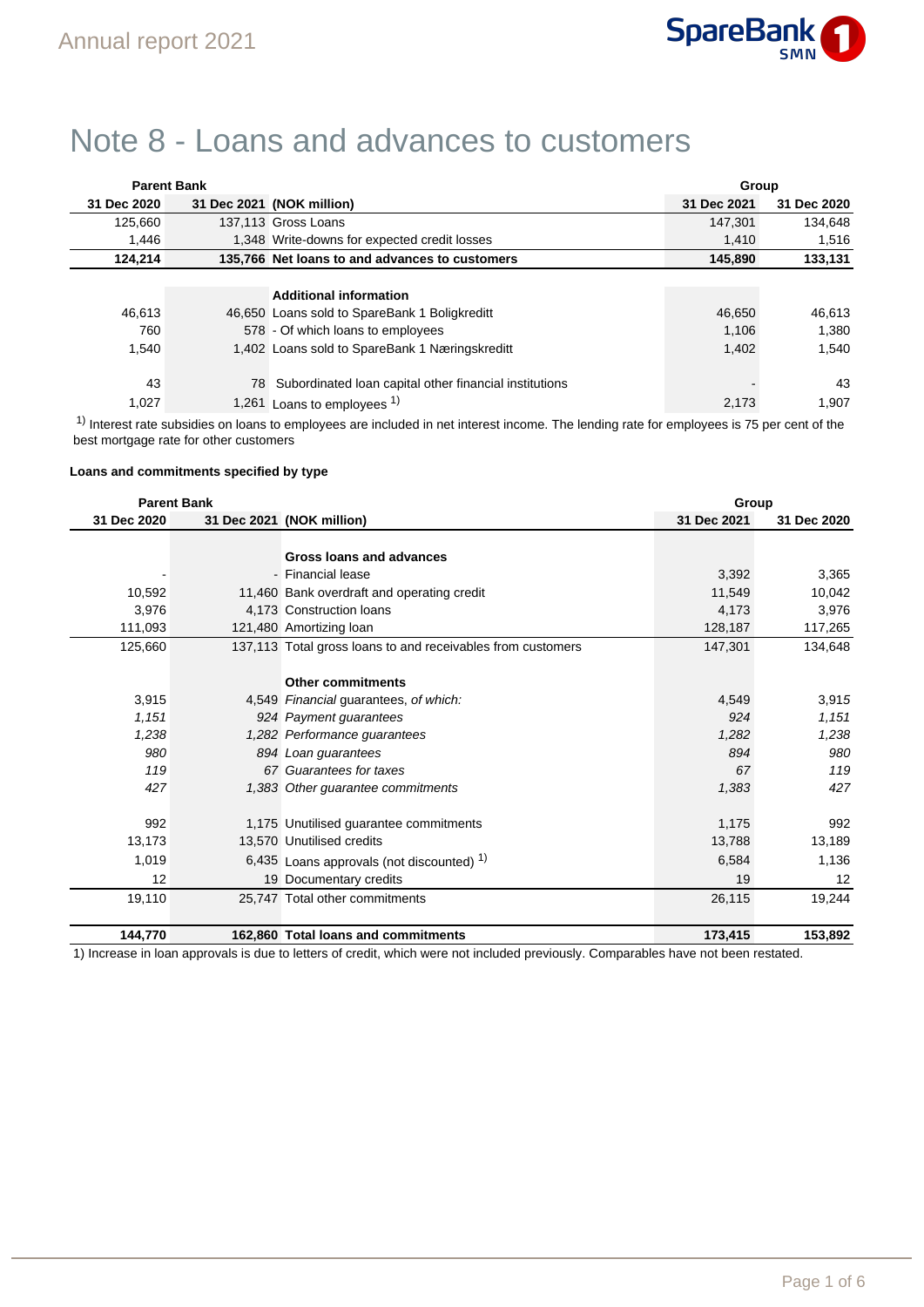# Note 8 - Loans and advances to customers

| Parent Bank | | | Group | |
|---|---|---|---|---|
| 31 Dec 2020 | 31 Dec 2021 | (NOK million) | 31 Dec 2021 | 31 Dec 2020 |
| 125,660 | 137,113 | Gross Loans | 147,301 | 134,648 |
| 1,446 | 1,348 | Write-downs for expected credit losses | 1,410 | 1,516 |
| **124,214** | **135,766** | **Net loans to and advances to customers** | **145,890** | **133,131** |
| | | **Additional information** | | |
| 46,613 | 46,650 | Loans sold to SpareBank 1 Boligkreditt | 46,650 | 46,613 |
| 760 | 578 | - Of which loans to employees | 1,106 | 1,380 |
| 1,540 | 1,402 | Loans sold to SpareBank 1 Næringskreditt | 1,402 | 1,540 |
| 43 | 78 | Subordinated loan capital other financial institutions | - | 43 |
| 1,027 | 1,261 | Loans to employees [1] | 2,173 | 1,907 |

[1] Interest rate subsidies on loans to employees are included in net interest income. The lending rate for employees is 75 per cent of the best mortgage rate for other customers

**Loans and commitments specified by type**

| Parent Bank | | | Group | |
|---|---|---|---|---|
| 31 Dec 2020 | 31 Dec 2021 | (NOK million) | 31 Dec 2021 | 31 Dec 2020 |
| | | **Gross loans and advances** | | |
| - | - | Financial lease | 3,392 | 3,365 |
| 10,592 | 11,460 | Bank overdraft and operating credit | 11,549 | 10,042 |
| 3,976 | 4,173 | Construction loans | 4,173 | 3,976 |
| 111,093 | 121,480 | Amortizing loan | 128,187 | 117,265 |
| 125,660 | 137,113 | Total gross loans to and receivables from customers | 147,301 | 134,648 |
| | | **Other commitments** | | |
| 3,915 | 4,549 | *Financial* guarantees, *of which:* | 4,549 | 3,915 |
| *1,151* | *924* | *Payment guarantees* | *924* | *1,151* |
| *1,238* | *1,282* | *Performance guarantees* | *1,282* | *1,238* |
| *980* | *894* | *Loan guarantees* | *894* | *980* |
| *119* | *67* | *Guarantees for taxes* | *67* | *119* |
| *427* | *1,383* | *Other guarantee commitments* | *1,383* | *427* |
| 992 | 1,175 | Unutilised guarantee commitments | 1,175 | 992 |
| 13,173 | 13,570 | Unutilised credits | 13,788 | 13,189 |
| 1,019 | 6,435 | Loans approvals (not discounted) [1] | 6,584 | 1,136 |
| 12 | 19 | Documentary credits | 19 | 12 |
| 19,110 | 25,747 | Total other commitments | 26,115 | 19,244 |
| **144,770** | **162,860** | **Total loans and commitments** | **173,415** | **153,892** |

1) Increase in loan approvals is due to letters of credit, which were not included previously. Comparables have not been restated.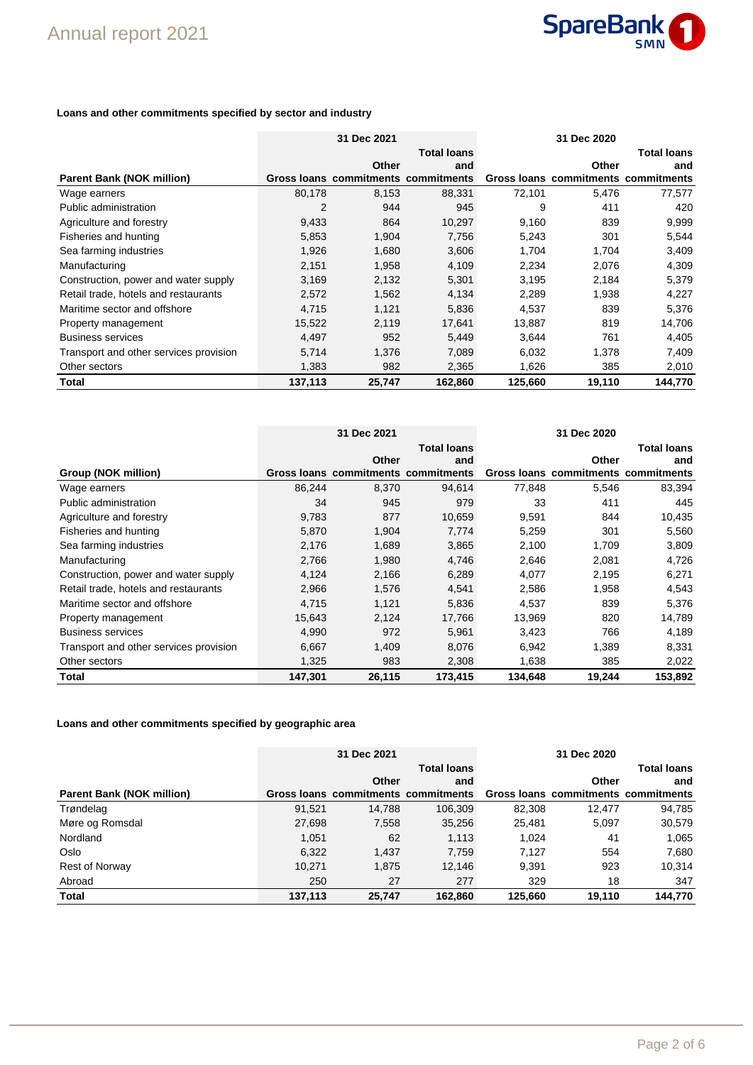### Loans and other commitments specified by sector and industry

| Parent Bank (NOK million) | 31 Dec 2021 | | | 31 Dec 2020 | | |
|---|---|---|---|---|---|---|
| | Gross loans | Other commitments | Total loans and commitments | Gross loans | Other commitments | Total loans and commitments |
| Wage earners | 80,178 | 8,153 | 88,331 | 72,101 | 5,476 | 77,577 |
| Public administration | 2 | 944 | 945 | 9 | 411 | 420 |
| Agriculture and forestry | 9,433 | 864 | 10,297 | 9,160 | 839 | 9,999 |
| Fisheries and hunting | 5,853 | 1,904 | 7,756 | 5,243 | 301 | 5,544 |
| Sea farming industries | 1,926 | 1,680 | 3,606 | 1,704 | 1,704 | 3,409 |
| Manufacturing | 2,151 | 1,958 | 4,109 | 2,234 | 2,076 | 4,309 |
| Construction, power and water supply | 3,169 | 2,132 | 5,301 | 3,195 | 2,184 | 5,379 |
| Retail trade, hotels and restaurants | 2,572 | 1,562 | 4,134 | 2,289 | 1,938 | 4,227 |
| Maritime sector and offshore | 4,715 | 1,121 | 5,836 | 4,537 | 839 | 5,376 |
| Property management | 15,522 | 2,119 | 17,641 | 13,887 | 819 | 14,706 |
| Business services | 4,497 | 952 | 5,449 | 3,644 | 761 | 4,405 |
| Transport and other services provision | 5,714 | 1,376 | 7,089 | 6,032 | 1,378 | 7,409 |
| Other sectors | 1,383 | 982 | 2,365 | 1,626 | 385 | 2,010 |
| **Total** | **137,113** | **25,747** | **162,860** | **125,660** | **19,110** | **144,770** |

| Group (NOK million) | 31 Dec 2021 | | | 31 Dec 2020 | | |
|---|---|---|---|---|---|---|
| | Gross loans | Other commitments | Total loans and commitments | Gross loans | Other commitments | Total loans and commitments |
| Wage earners | 86,244 | 8,370 | 94,614 | 77,848 | 5,546 | 83,394 |
| Public administration | 34 | 945 | 979 | 33 | 411 | 445 |
| Agriculture and forestry | 9,783 | 877 | 10,659 | 9,591 | 844 | 10,435 |
| Fisheries and hunting | 5,870 | 1,904 | 7,774 | 5,259 | 301 | 5,560 |
| Sea farming industries | 2,176 | 1,689 | 3,865 | 2,100 | 1,709 | 3,809 |
| Manufacturing | 2,766 | 1,980 | 4,746 | 2,646 | 2,081 | 4,726 |
| Construction, power and water supply | 4,124 | 2,166 | 6,289 | 4,077 | 2,195 | 6,271 |
| Retail trade, hotels and restaurants | 2,966 | 1,576 | 4,541 | 2,586 | 1,958 | 4,543 |
| Maritime sector and offshore | 4,715 | 1,121 | 5,836 | 4,537 | 839 | 5,376 |
| Property management | 15,643 | 2,124 | 17,766 | 13,969 | 820 | 14,789 |
| Business services | 4,990 | 972 | 5,961 | 3,423 | 766 | 4,189 |
| Transport and other services provision | 6,667 | 1,409 | 8,076 | 6,942 | 1,389 | 8,331 |
| Other sectors | 1,325 | 983 | 2,308 | 1,638 | 385 | 2,022 |
| **Total** | **147,301** | **26,115** | **173,415** | **134,648** | **19,244** | **153,892** |

### Loans and other commitments specified by geographic area

| Parent Bank (NOK million) | 31 Dec 2021 | | | 31 Dec 2020 | | |
|---|---|---|---|---|---|---|
| | Gross loans | Other commitments | Total loans and commitments | Gross loans | Other commitments | Total loans and commitments |
| Trøndelag | 91,521 | 14,788 | 106,309 | 82,308 | 12,477 | 94,785 |
| Møre og Romsdal | 27,698 | 7,558 | 35,256 | 25,481 | 5,097 | 30,579 |
| Nordland | 1,051 | 62 | 1,113 | 1,024 | 41 | 1,065 |
| Oslo | 6,322 | 1,437 | 7,759 | 7,127 | 554 | 7,680 |
| Rest of Norway | 10,271 | 1,875 | 12,146 | 9,391 | 923 | 10,314 |
| Abroad | 250 | 27 | 277 | 329 | 18 | 347 |
| **Total** | **137,113** | **25,747** | **162,860** | **125,660** | **19,110** | **144,770** |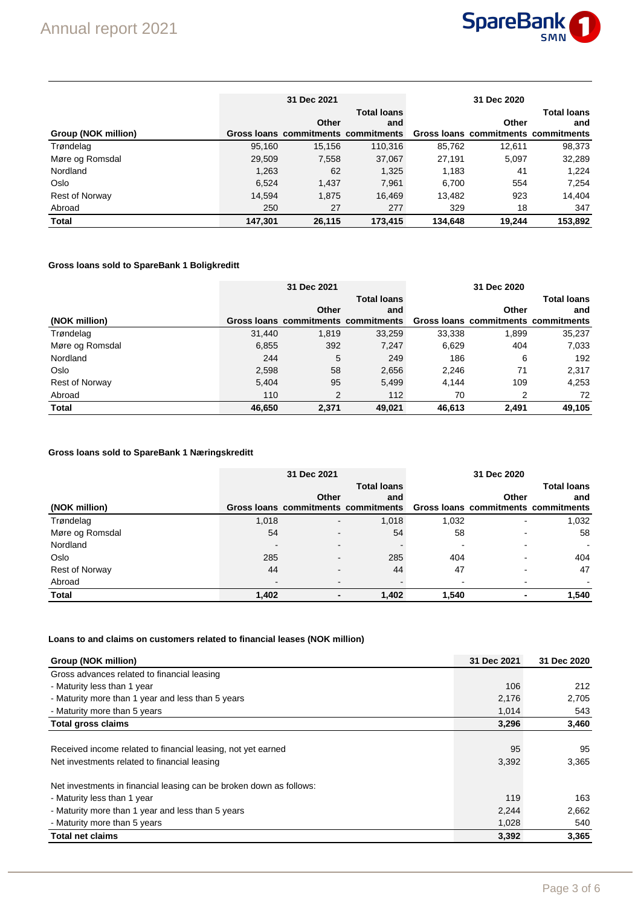| Group (NOK million) | 31 Dec 2021 | | | 31 Dec 2020 | | |
|---|---|---|---|---|---|---|
| | Gross loans | Other commitments | Total loans and commitments | Gross loans | Other commitments | Total loans and commitments |
| Trøndelag | 95,160 | 15,156 | 110,316 | 85,762 | 12,611 | 98,373 |
| Møre og Romsdal | 29,509 | 7,558 | 37,067 | 27,191 | 5,097 | 32,289 |
| Nordland | 1,263 | 62 | 1,325 | 1,183 | 41 | 1,224 |
| Oslo | 6,524 | 1,437 | 7,961 | 6,700 | 554 | 7,254 |
| Rest of Norway | 14,594 | 1,875 | 16,469 | 13,482 | 923 | 14,404 |
| Abroad | 250 | 27 | 277 | 329 | 18 | 347 |
| **Total** | **147,301** | **26,115** | **173,415** | **134,648** | **19,244** | **153,892** |

**Gross loans sold to SpareBank 1 Boligkreditt**

| (NOK million) | 31 Dec 2021 | | | 31 Dec 2020 | | |
|---|---|---|---|---|---|---|
| | Gross loans | Other commitments | Total loans and commitments | Gross loans | Other commitments | Total loans and commitments |
| Trøndelag | 31,440 | 1,819 | 33,259 | 33,338 | 1,899 | 35,237 |
| Møre og Romsdal | 6,855 | 392 | 7,247 | 6,629 | 404 | 7,033 |
| Nordland | 244 | 5 | 249 | 186 | 6 | 192 |
| Oslo | 2,598 | 58 | 2,656 | 2,246 | 71 | 2,317 |
| Rest of Norway | 5,404 | 95 | 5,499 | 4,144 | 109 | 4,253 |
| Abroad | 110 | 2 | 112 | 70 | 2 | 72 |
| **Total** | **46,650** | **2,371** | **49,021** | **46,613** | **2,491** | **49,105** |

**Gross loans sold to SpareBank 1 Næringskreditt**

| (NOK million) | 31 Dec 2021 | | | 31 Dec 2020 | | |
|---|---|---|---|---|---|---|
| | Gross loans | Other commitments | Total loans and commitments | Gross loans | Other commitments | Total loans and commitments |
| Trøndelag | 1,018 | - | 1,018 | 1,032 | - | 1,032 |
| Møre og Romsdal | 54 | - | 54 | 58 | - | 58 |
| Nordland | - | - | - | - | - | - |
| Oslo | 285 | - | 285 | 404 | - | 404 |
| Rest of Norway | 44 | - | 44 | 47 | - | 47 |
| Abroad | - | - | - | - | - | - |
| **Total** | **1,402** | **-** | **1,402** | **1,540** | **-** | **1,540** |

**Loans to and claims on customers related to financial leases (NOK million)**

| Group (NOK million) | 31 Dec 2021 | 31 Dec 2020 |
|---|---|---|
| Gross advances related to financial leasing | | |
| - Maturity less than 1 year | 106 | 212 |
| - Maturity more than 1 year and less than 5 years | 2,176 | 2,705 |
| - Maturity more than 5 years | 1,014 | 543 |
| **Total gross claims** | **3,296** | **3,460** |
| | | |
| Received income related to financial leasing, not yet earned | 95 | 95 |
| Net investments related to financial leasing | 3,392 | 3,365 |
| | | |
| Net investments in financial leasing can be broken down as follows: | | |
| - Maturity less than 1 year | 119 | 163 |
| - Maturity more than 1 year and less than 5 years | 2,244 | 2,662 |
| - Maturity more than 5 years | 1,028 | 540 |
| **Total net claims** | **3,392** | **3,365** |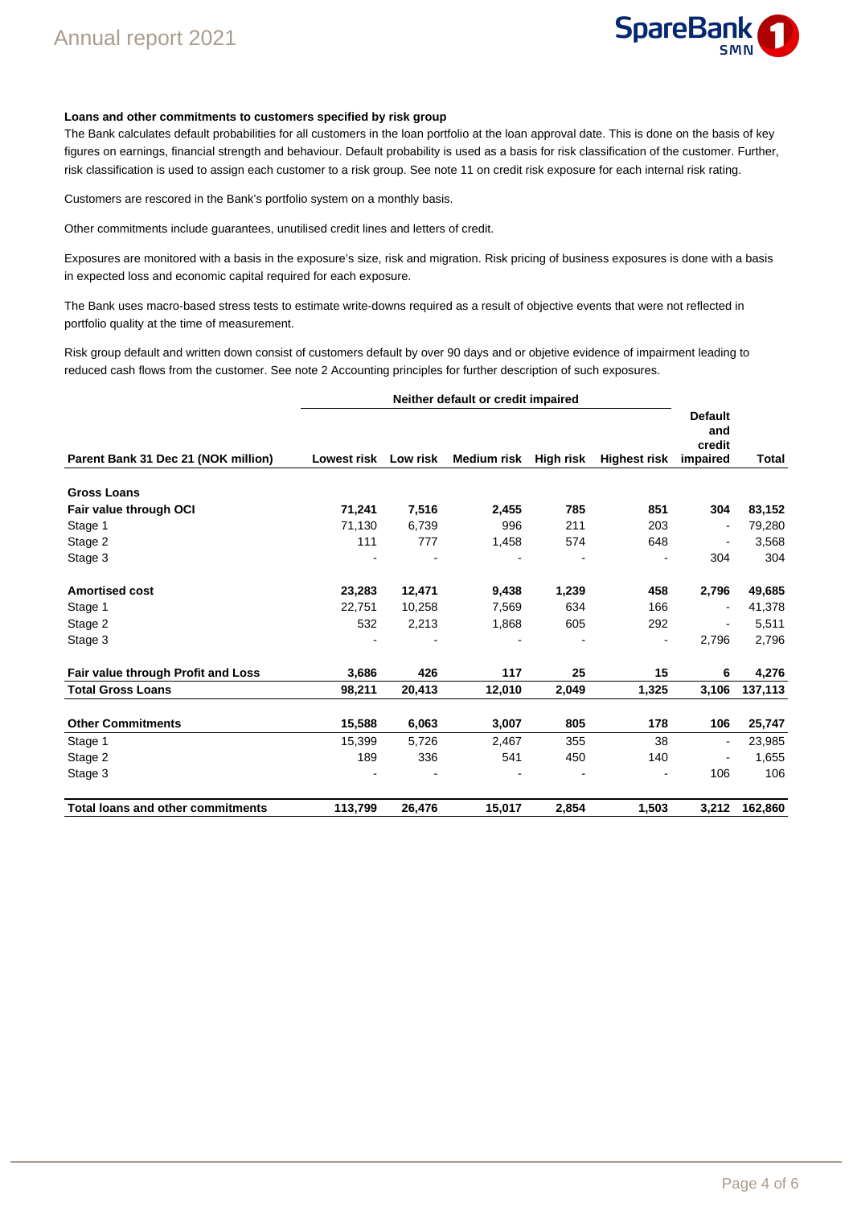### Loans and other commitments to customers specified by risk group

The Bank calculates default probabilities for all customers in the loan portfolio at the loan approval date. This is done on the basis of key figures on earnings, financial strength and behaviour. Default probability is used as a basis for risk classification of the customer. Further, risk classification is used to assign each customer to a risk group. See note 11 on credit risk exposure for each internal risk rating.

Customers are rescored in the Bank's portfolio system on a monthly basis.

Other commitments include guarantees, unutilised credit lines and letters of credit.

Exposures are monitored with a basis in the exposure's size, risk and migration. Risk pricing of business exposures is done with a basis in expected loss and economic capital required for each exposure.

The Bank uses macro-based stress tests to estimate write-downs required as a result of objective events that were not reflected in portfolio quality at the time of measurement.

Risk group default and written down consist of customers default by over 90 days and or objetive evidence of impairment leading to reduced cash flows from the customer. See note 2 Accounting principles for further description of such exposures.

| | Neither default or credit impaired | | | | | | |
|---|---|---|---|---|---|---|---|
| **Parent Bank 31 Dec 21 (NOK million)** | **Lowest risk** | **Low risk** | **Medium risk** | **High risk** | **Highest risk** | **Default and credit impaired** | **Total** |
| **Gross Loans** | | | | | | | |
| **Fair value through OCI** | **71,241** | **7,516** | **2,455** | **785** | **851** | **304** | **83,152** |
| Stage 1 | 71,130 | 6,739 | 996 | 211 | 203 | - | 79,280 |
| Stage 2 | 111 | 777 | 1,458 | 574 | 648 | - | 3,568 |
| Stage 3 | - | - | - | - | - | 304 | 304 |
| **Amortised cost** | **23,283** | **12,471** | **9,438** | **1,239** | **458** | **2,796** | **49,685** |
| Stage 1 | 22,751 | 10,258 | 7,569 | 634 | 166 | - | 41,378 |
| Stage 2 | 532 | 2,213 | 1,868 | 605 | 292 | - | 5,511 |
| Stage 3 | - | - | - | - | - | 2,796 | 2,796 |
| **Fair value through Profit and Loss** | **3,686** | **426** | **117** | **25** | **15** | **6** | **4,276** |
| **Total Gross Loans** | **98,211** | **20,413** | **12,010** | **2,049** | **1,325** | **3,106** | **137,113** |
| **Other Commitments** | **15,588** | **6,063** | **3,007** | **805** | **178** | **106** | **25,747** |
| Stage 1 | 15,399 | 5,726 | 2,467 | 355 | 38 | - | 23,985 |
| Stage 2 | 189 | 336 | 541 | 450 | 140 | - | 1,655 |
| Stage 3 | - | - | - | - | - | 106 | 106 |
| **Total loans and other commitments** | **113,799** | **26,476** | **15,017** | **2,854** | **1,503** | **3,212** | **162,860** |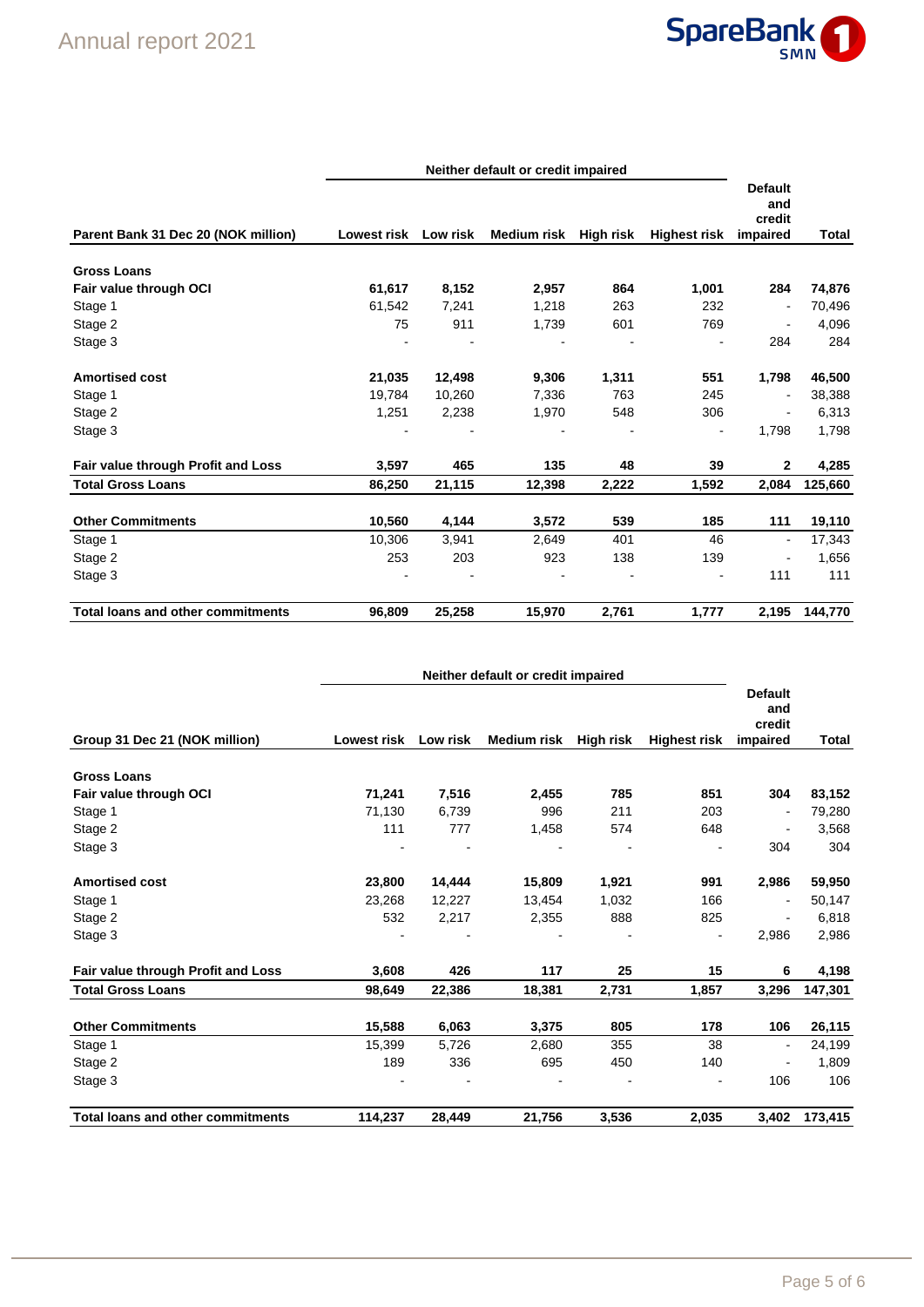| Parent Bank 31 Dec 20 (NOK million) | Neither default or credit impaired | | | | | Default and credit impaired | Total |
|---|---|---|---|---|---|---|---|
| | Lowest risk | Low risk | Medium risk | High risk | Highest risk | | |
| **Gross Loans** | | | | | | | |
| **Fair value through OCI** | **61,617** | **8,152** | **2,957** | **864** | **1,001** | **284** | **74,876** |
| Stage 1 | 61,542 | 7,241 | 1,218 | 263 | 232 | - | 70,496 |
| Stage 2 | 75 | 911 | 1,739 | 601 | 769 | - | 4,096 |
| Stage 3 | - | - | - | - | - | 284 | 284 |
| **Amortised cost** | **21,035** | **12,498** | **9,306** | **1,311** | **551** | **1,798** | **46,500** |
| Stage 1 | 19,784 | 10,260 | 7,336 | 763 | 245 | - | 38,388 |
| Stage 2 | 1,251 | 2,238 | 1,970 | 548 | 306 | - | 6,313 |
| Stage 3 | - | - | - | - | - | 1,798 | 1,798 |
| **Fair value through Profit and Loss** | **3,597** | **465** | **135** | **48** | **39** | **2** | **4,285** |
| **Total Gross Loans** | **86,250** | **21,115** | **12,398** | **2,222** | **1,592** | **2,084** | **125,660** |
| **Other Commitments** | **10,560** | **4,144** | **3,572** | **539** | **185** | **111** | **19,110** |
| Stage 1 | 10,306 | 3,941 | 2,649 | 401 | 46 | - | 17,343 |
| Stage 2 | 253 | 203 | 923 | 138 | 139 | - | 1,656 |
| Stage 3 | - | - | - | - | - | 111 | 111 |
| **Total loans and other commitments** | **96,809** | **25,258** | **15,970** | **2,761** | **1,777** | **2,195** | **144,770** |

| Group 31 Dec 21 (NOK million) | Neither default or credit impaired | | | | | Default and credit impaired | Total |
|---|---|---|---|---|---|---|---|
| | Lowest risk | Low risk | Medium risk | High risk | Highest risk | | |
| **Gross Loans** | | | | | | | |
| **Fair value through OCI** | **71,241** | **7,516** | **2,455** | **785** | **851** | **304** | **83,152** |
| Stage 1 | 71,130 | 6,739 | 996 | 211 | 203 | - | 79,280 |
| Stage 2 | 111 | 777 | 1,458 | 574 | 648 | - | 3,568 |
| Stage 3 | - | - | - | - | - | 304 | 304 |
| **Amortised cost** | **23,800** | **14,444** | **15,809** | **1,921** | **991** | **2,986** | **59,950** |
| Stage 1 | 23,268 | 12,227 | 13,454 | 1,032 | 166 | - | 50,147 |
| Stage 2 | 532 | 2,217 | 2,355 | 888 | 825 | - | 6,818 |
| Stage 3 | - | - | - | - | - | 2,986 | 2,986 |
| **Fair value through Profit and Loss** | **3,608** | **426** | **117** | **25** | **15** | **6** | **4,198** |
| **Total Gross Loans** | **98,649** | **22,386** | **18,381** | **2,731** | **1,857** | **3,296** | **147,301** |
| **Other Commitments** | **15,588** | **6,063** | **3,375** | **805** | **178** | **106** | **26,115** |
| Stage 1 | 15,399 | 5,726 | 2,680 | 355 | 38 | - | 24,199 |
| Stage 2 | 189 | 336 | 695 | 450 | 140 | - | 1,809 |
| Stage 3 | - | - | - | - | - | 106 | 106 |
| **Total loans and other commitments** | **114,237** | **28,449** | **21,756** | **3,536** | **2,035** | **3,402** | **173,415** |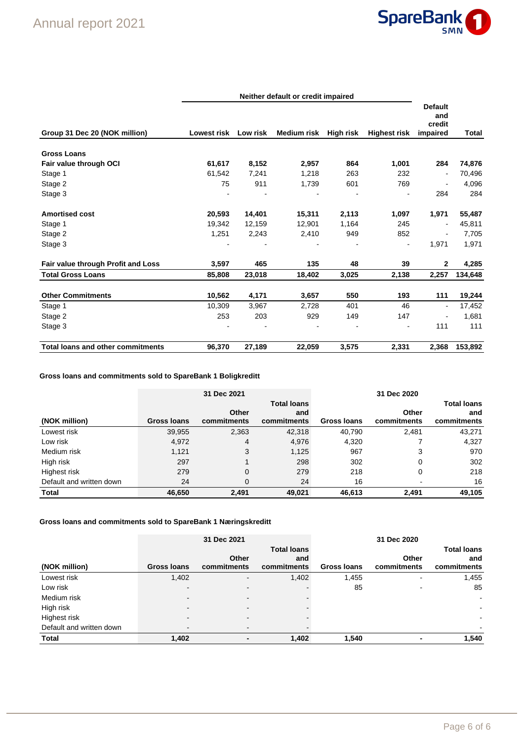| Group 31 Dec 20 (NOK million) | Neither default or credit impaired | | | | | Default and credit impaired | Total |
|---|---|---|---|---|---|---|---|
| | Lowest risk | Low risk | Medium risk | High risk | Highest risk | | |
| **Gross Loans** | | | | | | | |
| **Fair value through OCI** | **61,617** | **8,152** | **2,957** | **864** | **1,001** | **284** | **74,876** |
| Stage 1 | 61,542 | 7,241 | 1,218 | 263 | 232 | - | 70,496 |
| Stage 2 | 75 | 911 | 1,739 | 601 | 769 | - | 4,096 |
| Stage 3 | - | - | - | - | - | 284 | 284 |
| **Amortised cost** | **20,593** | **14,401** | **15,311** | **2,113** | **1,097** | **1,971** | **55,487** |
| Stage 1 | 19,342 | 12,159 | 12,901 | 1,164 | 245 | - | 45,811 |
| Stage 2 | 1,251 | 2,243 | 2,410 | 949 | 852 | - | 7,705 |
| Stage 3 | - | - | - | - | - | 1,971 | 1,971 |
| **Fair value through Profit and Loss** | **3,597** | **465** | **135** | **48** | **39** | **2** | **4,285** |
| **Total Gross Loans** | **85,808** | **23,018** | **18,402** | **3,025** | **2,138** | **2,257** | **134,648** |
| **Other Commitments** | **10,562** | **4,171** | **3,657** | **550** | **193** | **111** | **19,244** |
| Stage 1 | 10,309 | 3,967 | 2,728 | 401 | 46 | - | 17,452 |
| Stage 2 | 253 | 203 | 929 | 149 | 147 | - | 1,681 |
| Stage 3 | - | - | - | - | - | 111 | 111 |
| **Total loans and other commitments** | **96,370** | **27,189** | **22,059** | **3,575** | **2,331** | **2,368** | **153,892** |

**Gross loans and commitments sold to SpareBank 1 Boligkreditt**

| (NOK million) | 31 Dec 2021 | | | 31 Dec 2020 | | |
|---|---|---|---|---|---|---|
| | Gross loans | Other commitments | Total loans and commitments | Gross loans | Other commitments | Total loans and commitments |
| Lowest risk | 39,955 | 2,363 | 42,318 | 40,790 | 2,481 | 43,271 |
| Low risk | 4,972 | 4 | 4,976 | 4,320 | 7 | 4,327 |
| Medium risk | 1,121 | 3 | 1,125 | 967 | 3 | 970 |
| High risk | 297 | 1 | 298 | 302 | 0 | 302 |
| Highest risk | 279 | 0 | 279 | 218 | 0 | 218 |
| Default and written down | 24 | 0 | 24 | 16 | - | 16 |
| **Total** | **46,650** | **2,491** | **49,021** | **46,613** | **2,491** | **49,105** |

**Gross loans and commitments sold to SpareBank 1 Næringskreditt**

| (NOK million) | 31 Dec 2021 | | | 31 Dec 2020 | | |
|---|---|---|---|---|---|---|
| | Gross loans | Other commitments | Total loans and commitments | Gross loans | Other commitments | Total loans and commitments |
| Lowest risk | 1,402 | - | 1,402 | 1,455 | - | 1,455 |
| Low risk | - | - | - | 85 | - | 85 |
| Medium risk | - | - | - | | | - |
| High risk | - | - | - | | | - |
| Highest risk | - | - | - | | | - |
| Default and written down | - | - | - | | | - |
| **Total** | **1,402** | **-** | **1,402** | **1,540** | **-** | **1,540** |